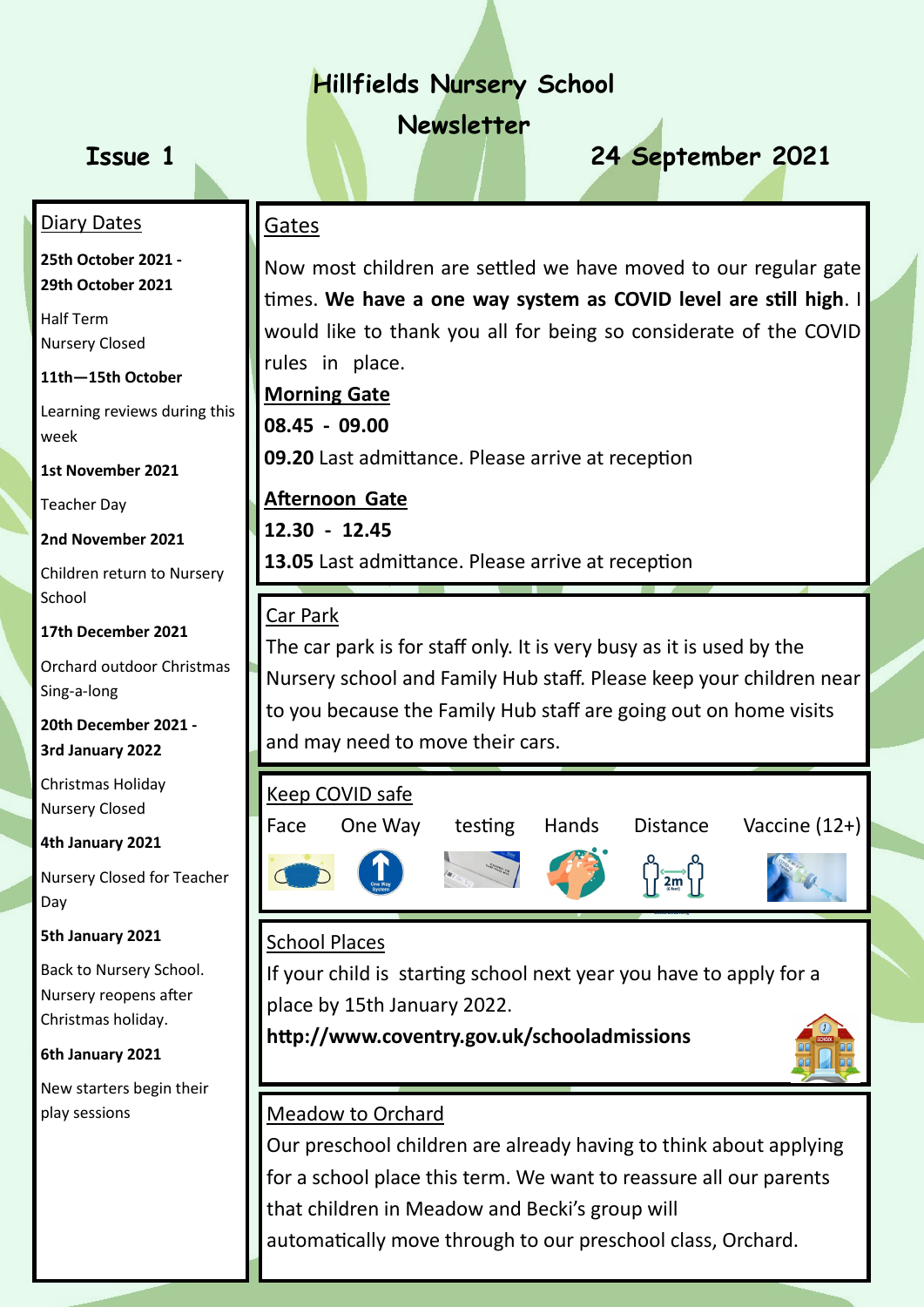# Hillfields Nursery School Newsletter

**Issue 1** **24 September 2021**

## Diary Dates

**25th October 2021 - 29th October 2021**

Half Term
Nursery Closed

**11th—15th October**

Learning reviews during this week

**1st November 2021**

Teacher Day

**2nd November 2021**

Children return to Nursery School

**17th December 2021**

Orchard outdoor Christmas Sing-a-long

**20th December 2021 - 3rd January 2022**

Christmas Holiday
Nursery Closed

**4th January 2021**

Nursery Closed for Teacher Day

**5th January 2021**

Back to Nursery School. Nursery reopens after Christmas holiday.

**6th January 2021**

New starters begin their play sessions

## Gates

Now most children are settled we have moved to our regular gate times. **We have a one way system as COVID level are still high**. I would like to thank you all for being so considerate of the COVID rules in place.

**Morning Gate**

**08.45 - 09.00**

**09.20** Last admittance. Please arrive at reception

**Afternoon Gate**

**12.30 - 12.45**

**13.05** Last admittance. Please arrive at reception

## Car Park

The car park is for staff only. It is very busy as it is used by the Nursery school and Family Hub staff. Please keep your children near to you because the Family Hub staff are going out on home visits and may need to move their cars.

## Keep COVID safe

Face One Way testing Hands Distance Vaccine (12+)

## School Places

If your child is starting school next year you have to apply for a place by 15th January 2022.

**http://www.coventry.gov.uk/schooladmissions**

## Meadow to Orchard

Our preschool children are already having to think about applying for a school place this term. We want to reassure all our parents that children in Meadow and Becki's group will automatically move through to our preschool class, Orchard.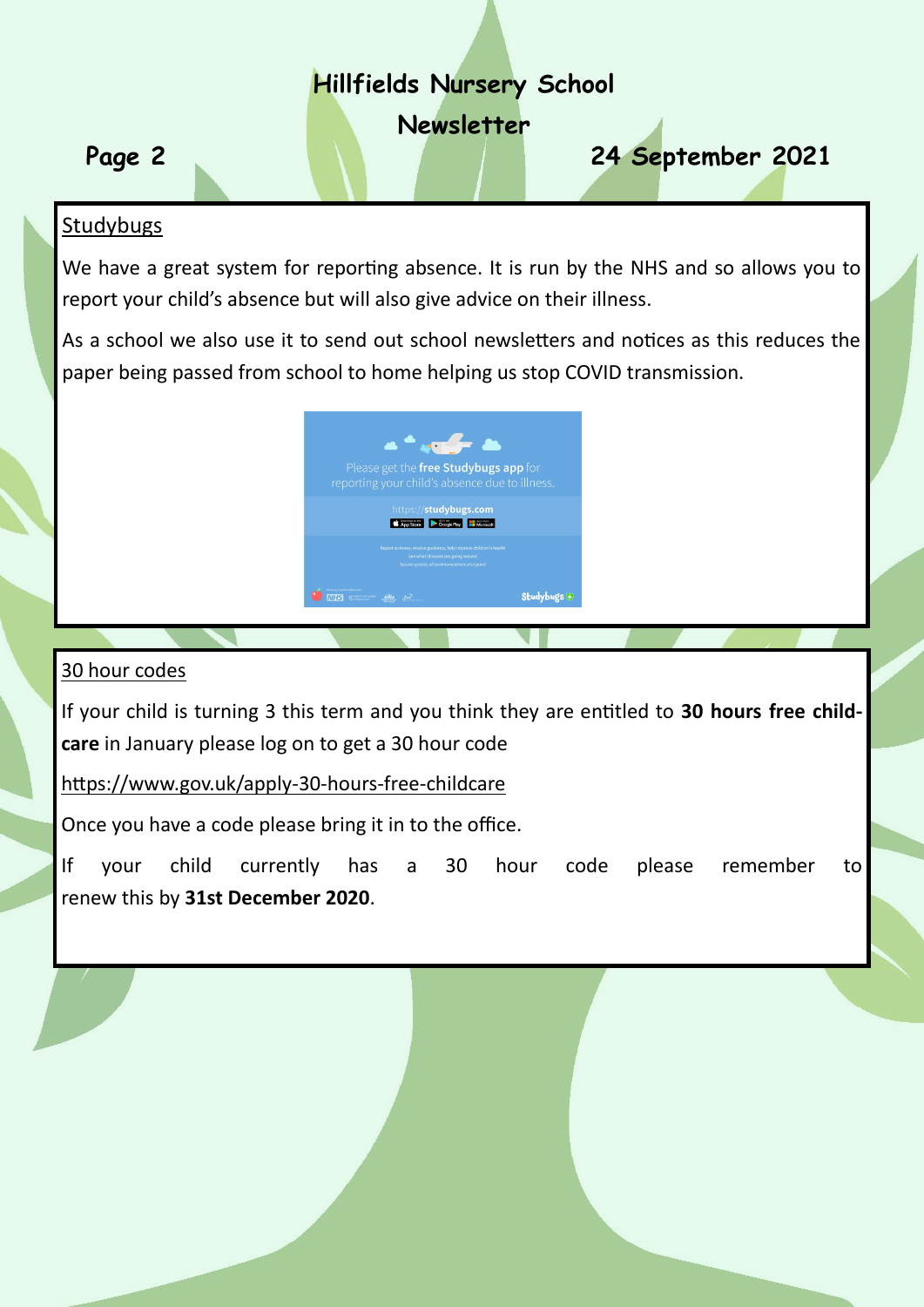# Hillfields Nursery School Newsletter

**24 September 2021**

## Studybugs

We have a great system for reporting absence. It is run by the NHS and so allows you to report your child's absence but will also give advice on their illness.

As a school we also use it to send out school newsletters and notices as this reduces the paper being passed from school to home helping us stop COVID transmission.

Please get the **free Studybugs app** for reporting your child's absence due to illness.

https://**studybugs.com**

## 30 hour codes

If your child is turning 3 this term and you think they are entitled to **30 hours free child-care** in January please log on to get a 30 hour code

https://www.gov.uk/apply-30-hours-free-childcare

Once you have a code please bring it in to the office.

If your child currently has a 30 hour code please remember to renew this by **31st December 2020**.